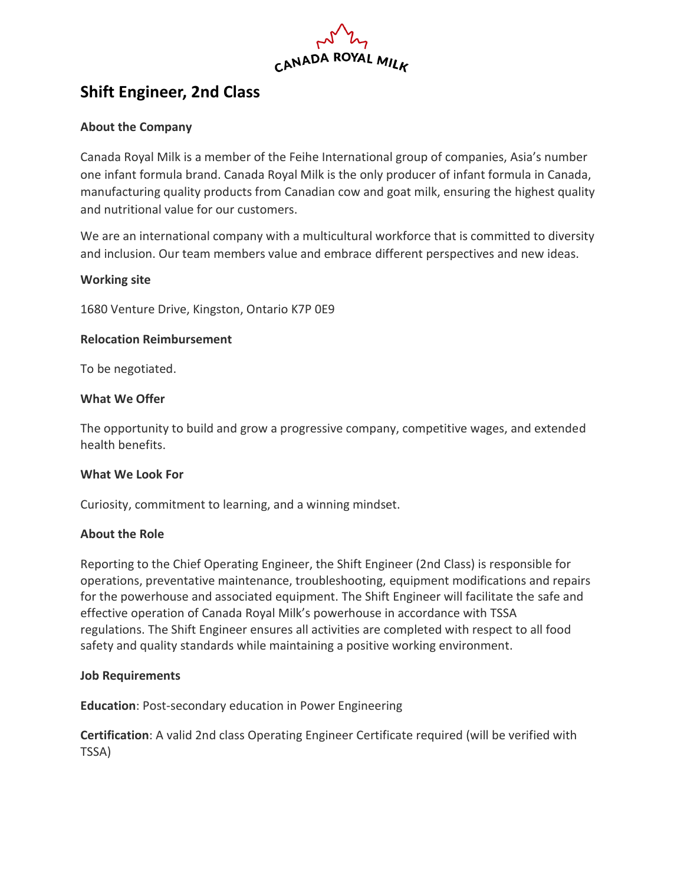CANADA ROYAL MILK

# Shift Engineer, 2nd Class

**About the Company**

Canada Royal Milk is a member of the Feihe International group of companies, Asia's number one infant formula brand. Canada Royal Milk is the only producer of infant formula in Canada, manufacturing quality products from Canadian cow and goat milk, ensuring the highest quality and nutritional value for our customers.

We are an international company with a multicultural workforce that is committed to diversity and inclusion. Our team members value and embrace different perspectives and new ideas.

**Working site**

1680 Venture Drive, Kingston, Ontario K7P 0E9

**Relocation Reimbursement**

To be negotiated.

**What We Offer**

The opportunity to build and grow a progressive company, competitive wages, and extended health benefits.

**What We Look For**

Curiosity, commitment to learning, and a winning mindset.

**About the Role**

Reporting to the Chief Operating Engineer, the Shift Engineer (2nd Class) is responsible for operations, preventative maintenance, troubleshooting, equipment modifications and repairs for the powerhouse and associated equipment. The Shift Engineer will facilitate the safe and effective operation of Canada Royal Milk's powerhouse in accordance with TSSA regulations. The Shift Engineer ensures all activities are completed with respect to all food safety and quality standards while maintaining a positive working environment.

**Job Requirements**

**Education**: Post-secondary education in Power Engineering

**Certification**: A valid 2nd class Operating Engineer Certificate required (will be verified with TSSA)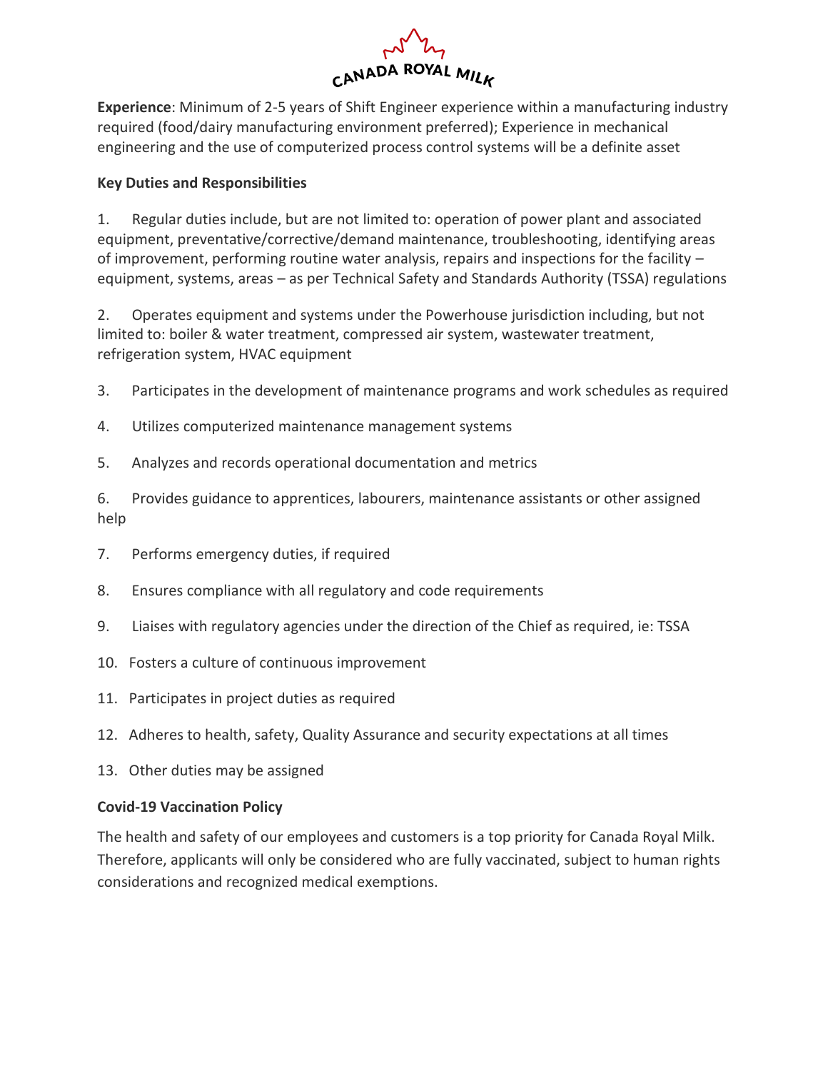**Experience**: Minimum of 2-5 years of Shift Engineer experience within a manufacturing industry required (food/dairy manufacturing environment preferred); Experience in mechanical engineering and the use of computerized process control systems will be a definite asset

**Key Duties and Responsibilities**

1. Regular duties include, but are not limited to: operation of power plant and associated equipment, preventative/corrective/demand maintenance, troubleshooting, identifying areas of improvement, performing routine water analysis, repairs and inspections for the facility – equipment, systems, areas – as per Technical Safety and Standards Authority (TSSA) regulations

2. Operates equipment and systems under the Powerhouse jurisdiction including, but not limited to: boiler & water treatment, compressed air system, wastewater treatment, refrigeration system, HVAC equipment

3. Participates in the development of maintenance programs and work schedules as required

4. Utilizes computerized maintenance management systems

5. Analyzes and records operational documentation and metrics

6. Provides guidance to apprentices, labourers, maintenance assistants or other assigned help

7. Performs emergency duties, if required

8. Ensures compliance with all regulatory and code requirements

9. Liaises with regulatory agencies under the direction of the Chief as required, ie: TSSA

10. Fosters a culture of continuous improvement

11. Participates in project duties as required

12. Adheres to health, safety, Quality Assurance and security expectations at all times

13. Other duties may be assigned

**Covid-19 Vaccination Policy**

The health and safety of our employees and customers is a top priority for Canada Royal Milk. Therefore, applicants will only be considered who are fully vaccinated, subject to human rights considerations and recognized medical exemptions.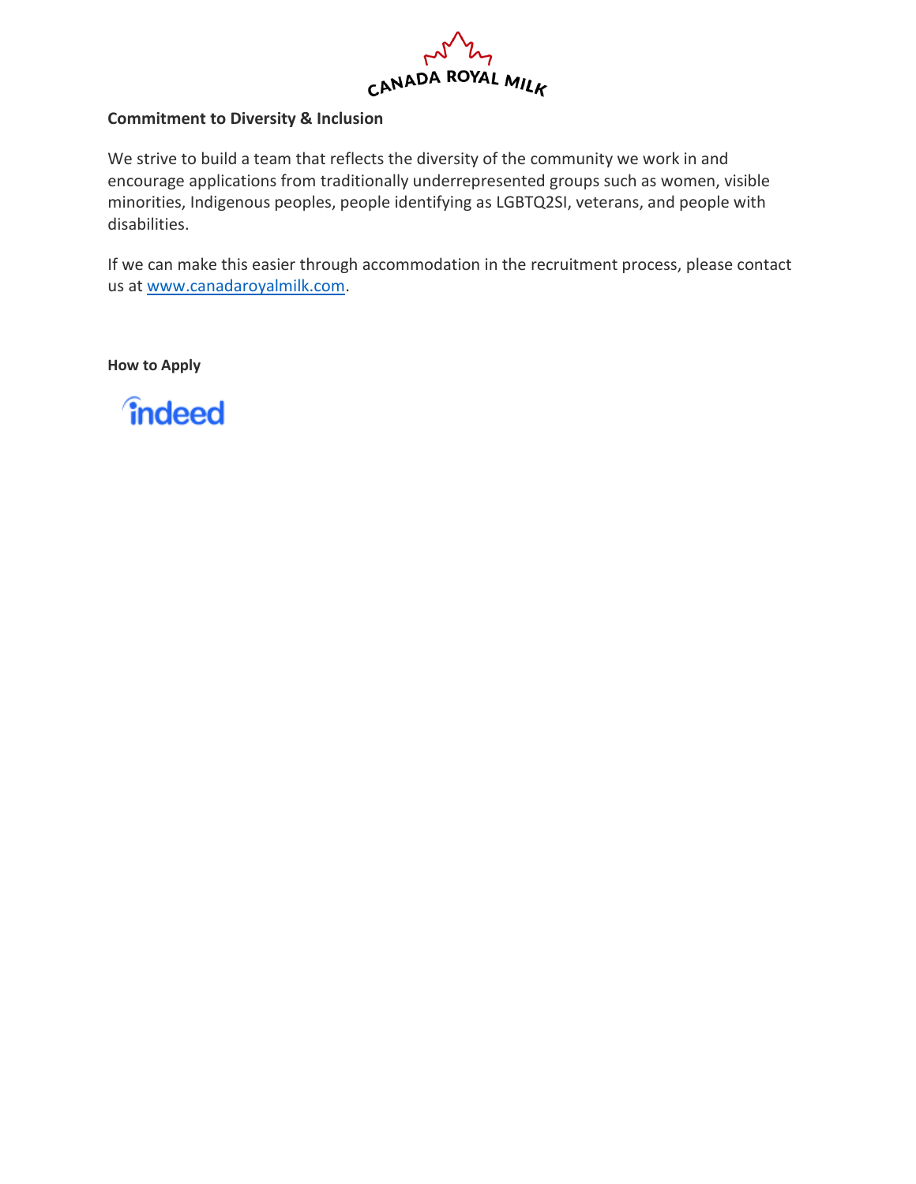CANADA ROYAL MILK

**Commitment to Diversity & Inclusion**

We strive to build a team that reflects the diversity of the community we work in and encourage applications from traditionally underrepresented groups such as women, visible minorities, Indigenous peoples, people identifying as LGBTQ2SI, veterans, and people with disabilities.

If we can make this easier through accommodation in the recruitment process, please contact us at [www.canadaroyalmilk.com](http://www.canadaroyalmilk.com).

**How to Apply**

indeed